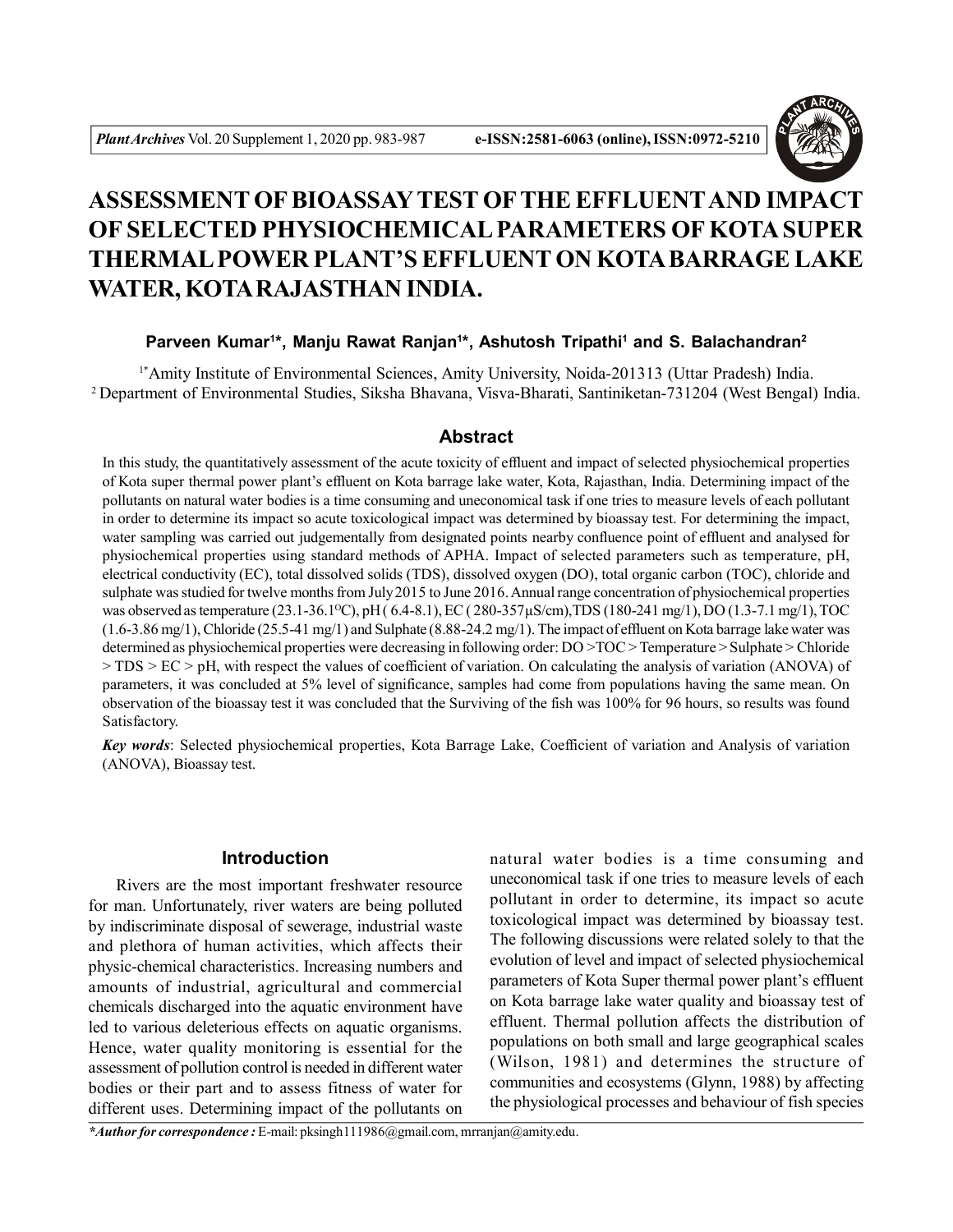# ASSESSMENT OF BIOASSAY TEST OF THE EFFLUENT AND IMPACT OF SELECTED PHYSIOCHEMICAL PARAMETERS OF KOTA SUPER THERMAL POWER PLANT'S EFFLUENT ON KOTA BARRAGE LAKE WATER, KOTA RAJASTHAN INDIA.

**Parveen Kumar[1]\*, Manju Rawat Ranjan[1]\*, Ashutosh Tripathi[1] and S. Balachandran[2]**

[1\*]Amity Institute of Environmental Sciences, Amity University, Noida-201313 (Uttar Pradesh) India.
[2] Department of Environmental Studies, Siksha Bhavana, Visva-Bharati, Santiniketan-731204 (West Bengal) India.

## Abstract

In this study, the quantitatively assessment of the acute toxicity of effluent and impact of selected physiochemical properties of Kota super thermal power plant's effluent on Kota barrage lake water, Kota, Rajasthan, India. Determining impact of the pollutants on natural water bodies is a time consuming and uneconomical task if one tries to measure levels of each pollutant in order to determine its impact so acute toxicological impact was determined by bioassay test. For determining the impact, water sampling was carried out judgementally from designated points nearby confluence point of effluent and analysed for physiochemical properties using standard methods of APHA. Impact of selected parameters such as temperature, pH, electrical conductivity (EC), total dissolved solids (TDS), dissolved oxygen (DO), total organic carbon (TOC), chloride and sulphate was studied for twelve months from July 2015 to June 2016. Annual range concentration of physiochemical properties was observed as temperature (23.1-36.1$^{O}$C), pH ( 6.4-8.1), EC ( 280-357µS/cm),TDS (180-241 mg/1), DO (1.3-7.1 mg/1), TOC (1.6-3.86 mg/1), Chloride (25.5-41 mg/1) and Sulphate (8.88-24.2 mg/1). The impact of effluent on Kota barrage lake water was determined as physiochemical properties were decreasing in following order: DO >TOC > Temperature > Sulphate > Chloride > TDS > EC > pH, with respect the values of coefficient of variation. On calculating the analysis of variation (ANOVA) of parameters, it was concluded at 5% level of significance, samples had come from populations having the same mean. On observation of the bioassay test it was concluded that the Surviving of the fish was 100% for 96 hours, so results was found Satisfactory.

***Key words***: Selected physiochemical properties, Kota Barrage Lake, Coefficient of variation and Analysis of variation (ANOVA), Bioassay test.

## Introduction

Rivers are the most important freshwater resource for man. Unfortunately, river waters are being polluted by indiscriminate disposal of sewerage, industrial waste and plethora of human activities, which affects their physic-chemical characteristics. Increasing numbers and amounts of industrial, agricultural and commercial chemicals discharged into the aquatic environment have led to various deleterious effects on aquatic organisms. Hence, water quality monitoring is essential for the assessment of pollution control is needed in different water bodies or their part and to assess fitness of water for different uses. Determining impact of the pollutants on natural water bodies is a time consuming and uneconomical task if one tries to measure levels of each pollutant in order to determine, its impact so acute toxicological impact was determined by bioassay test. The following discussions were related solely to that the evolution of level and impact of selected physiochemical parameters of Kota Super thermal power plant's effluent on Kota barrage lake water quality and bioassay test of effluent. Thermal pollution affects the distribution of populations on both small and large geographical scales (Wilson, 1981) and determines the structure of communities and ecosystems (Glynn, 1988) by affecting the physiological processes and behaviour of fish species

***\*Author for correspondence :*** E-mail: pksingh111986@gmail.com, mrranjan@amity.edu.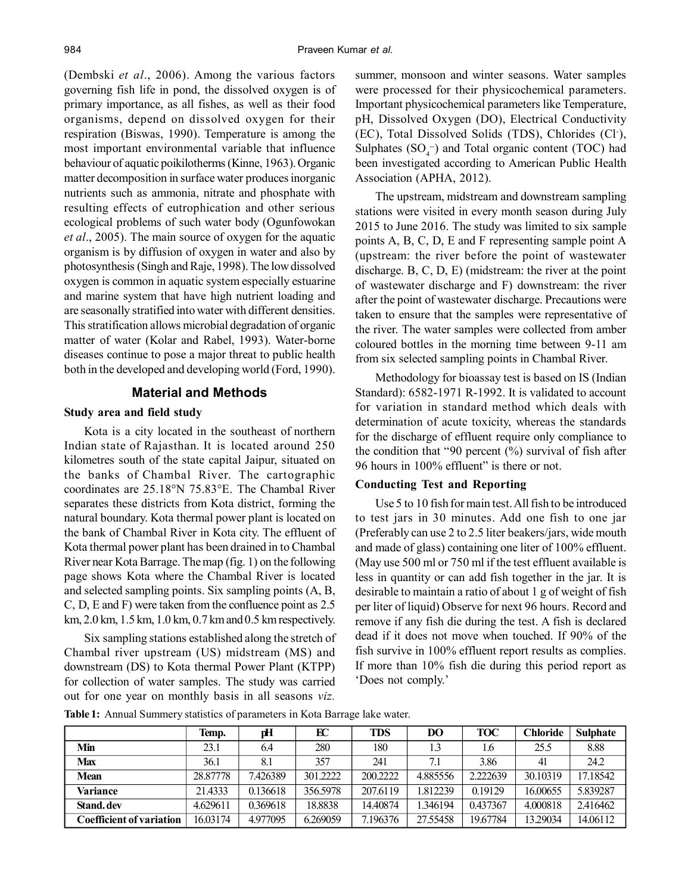(Dembski *et al*., 2006). Among the various factors governing fish life in pond, the dissolved oxygen is of primary importance, as all fishes, as well as their food organisms, depend on dissolved oxygen for their respiration (Biswas, 1990). Temperature is among the most important environmental variable that influence behaviour of aquatic poikilotherms (Kinne, 1963). Organic matter decomposition in surface water produces inorganic nutrients such as ammonia, nitrate and phosphate with resulting effects of eutrophication and other serious ecological problems of such water body (Ogunfowokan *et al*., 2005). The main source of oxygen for the aquatic organism is by diffusion of oxygen in water and also by photosynthesis (Singh and Raje, 1998). The low dissolved oxygen is common in aquatic system especially estuarine and marine system that have high nutrient loading and are seasonally stratified into water with different densities. This stratification allows microbial degradation of organic matter of water (Kolar and Rabel, 1993). Water-borne diseases continue to pose a major threat to public health both in the developed and developing world (Ford, 1990).

## Material and Methods

### Study area and field study

Kota is a city located in the southeast of northern Indian state of Rajasthan. It is located around 250 kilometres south of the state capital Jaipur, situated on the banks of Chambal River. The cartographic coordinates are 25.18°N 75.83°E. The Chambal River separates these districts from Kota district, forming the natural boundary. Kota thermal power plant is located on the bank of Chambal River in Kota city. The effluent of Kota thermal power plant has been drained in to Chambal River near Kota Barrage. The map (fig. 1) on the following page shows Kota where the Chambal River is located and selected sampling points. Six sampling points (A, B, C, D, E and F) were taken from the confluence point as 2.5 km, 2.0 km, 1.5 km, 1.0 km, 0.7 km and 0.5 km respectively.

Six sampling stations established along the stretch of Chambal river upstream (US) midstream (MS) and downstream (DS) to Kota thermal Power Plant (KTPP) for collection of water samples. The study was carried out for one year on monthly basis in all seasons *viz.* summer, monsoon and winter seasons. Water samples were processed for their physicochemical parameters. Important physicochemical parameters like Temperature, pH, Dissolved Oxygen (DO), Electrical Conductivity (EC), Total Dissolved Solids (TDS), Chlorides ($Cl^-$), Sulphates ($SO_4^{--}$) and Total organic content (TOC) had been investigated according to American Public Health Association (APHA, 2012).

The upstream, midstream and downstream sampling stations were visited in every month season during July 2015 to June 2016. The study was limited to six sample points A, B, C, D, E and F representing sample point A (upstream: the river before the point of wastewater discharge. B, C, D, E) (midstream: the river at the point of wastewater discharge and F) downstream: the river after the point of wastewater discharge. Precautions were taken to ensure that the samples were representative of the river. The water samples were collected from amber coloured bottles in the morning time between 9-11 am from six selected sampling points in Chambal River.

Methodology for bioassay test is based on IS (Indian Standard): 6582-1971 R-1992. It is validated to account for variation in standard method which deals with determination of acute toxicity, whereas the standards for the discharge of effluent require only compliance to the condition that "90 percent (%) survival of fish after 96 hours in 100% effluent" is there or not.

### Conducting Test and Reporting

Use 5 to 10 fish for main test. All fish to be introduced to test jars in 30 minutes. Add one fish to one jar (Preferably can use 2 to 2.5 liter beakers/jars, wide mouth and made of glass) containing one liter of 100% effluent. (May use 500 ml or 750 ml if the test effluent available is less in quantity or can add fish together in the jar. It is desirable to maintain a ratio of about 1 g of weight of fish per liter of liquid) Observe for next 96 hours. Record and remove if any fish die during the test. A fish is declared dead if it does not move when touched. If 90% of the fish survive in 100% effluent report results as complies. If more than 10% fish die during this period report as 'Does not comply.'

**Table 1:** Annual Summery statistics of parameters in Kota Barrage lake water.

| | Temp. | pH | EC | TDS | DO | TOC | Chloride | Sulphate |
|---|---|---|---|---|---|---|---|---|
| **Min** | 23.1 | 6.4 | 280 | 180 | 1.3 | 1.6 | 25.5 | 8.88 |
| **Max** | 36.1 | 8.1 | 357 | 241 | 7.1 | 3.86 | 41 | 24.2 |
| **Mean** | 28.87778 | 7.426389 | 301.2222 | 200.2222 | 4.885556 | 2.222639 | 30.10319 | 17.18542 |
| **Variance** | 21.4333 | 0.136618 | 356.5978 | 207.6119 | 1.812239 | 0.19129 | 16.00655 | 5.839287 |
| **Stand. dev** | 4.629611 | 0.369618 | 18.8838 | 14.40874 | 1.346194 | 0.437367 | 4.000818 | 2.416462 |
| **Coefficient of variation** | 16.03174 | 4.977095 | 6.269059 | 7.196376 | 27.55458 | 19.67784 | 13.29034 | 14.06112 |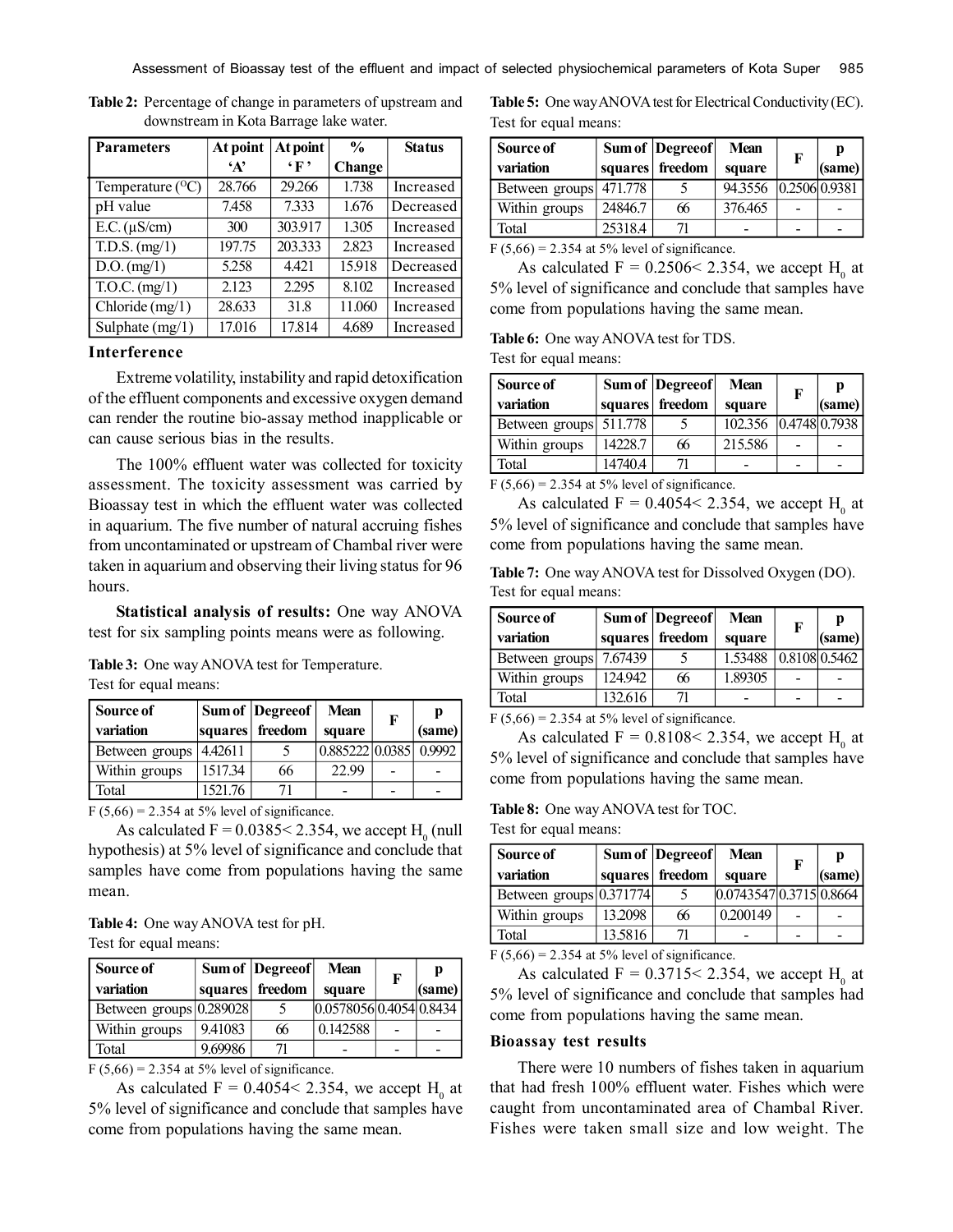**Table 2:** Percentage of change in parameters of upstream and downstream in Kota Barrage lake water.

| Parameters | At point 'A' | At point 'F' | % Change | Status |
|---|---|---|---|---|
| Temperature (°C) | 28.766 | 29.266 | 1.738 | Increased |
| pH value | 7.458 | 7.333 | 1.676 | Decreased |
| E.C. (μS/cm) | 300 | 303.917 | 1.305 | Increased |
| T.D.S. (mg/1) | 197.75 | 203.333 | 2.823 | Increased |
| D.O. (mg/1) | 5.258 | 4.421 | 15.918 | Decreased |
| T.O.C. (mg/1) | 2.123 | 2.295 | 8.102 | Increased |
| Chloride (mg/1) | 28.633 | 31.8 | 11.060 | Increased |
| Sulphate (mg/1) | 17.016 | 17.814 | 4.689 | Increased |

### Interference

Extreme volatility, instability and rapid detoxification of the effluent components and excessive oxygen demand can render the routine bio-assay method inapplicable or can cause serious bias in the results.

The 100% effluent water was collected for toxicity assessment. The toxicity assessment was carried by Bioassay test in which the effluent water was collected in aquarium. The five number of natural accruing fishes from uncontaminated or upstream of Chambal river were taken in aquarium and observing their living status for 96 hours.

**Statistical analysis of results:** One way ANOVA test for six sampling points means were as following.

**Table 3:** One way ANOVA test for Temperature.
Test for equal means:

| Source of variation | Sum of squares | Degreeof freedom | Mean square | F | p (same) |
|---|---|---|---|---|---|
| Between groups | 4.42611 | 5 | 0.885222 | 0.0385 | 0.9992 |
| Within groups | 1517.34 | 66 | 22.99 | - | - |
| Total | 1521.76 | 71 | - | - | - |

$F(5,66) = 2.354$ at 5% level of significance.

As calculated $F = 0.0385 < 2.354$, we accept $H_0$ (null hypothesis) at 5% level of significance and conclude that samples have come from populations having the same mean.

**Table 4:** One way ANOVA test for pH.
Test for equal means:

| Source of variation | Sum of squares | Degreeof freedom | Mean square | F | p (same) |
|---|---|---|---|---|---|
| Between groups | 0.289028 | 5 | 0.0578056 | 0.4054 | 0.8434 |
| Within groups | 9.41083 | 66 | 0.142588 | - | - |
| Total | 9.69986 | 71 | - | - | - |

$F(5,66) = 2.354$ at 5% level of significance.

As calculated $F = 0.4054 < 2.354$, we accept $H_0$ at 5% level of significance and conclude that samples have come from populations having the same mean.

**Table 5:** One way ANOVA test for Electrical Conductivity (EC).
Test for equal means:

| Source of variation | Sum of squares | Degreeof freedom | Mean square | F | p (same) |
|---|---|---|---|---|---|
| Between groups | 471.778 | 5 | 94.3556 | 0.2506 | 0.9381 |
| Within groups | 24846.7 | 66 | 376.465 | - | - |
| Total | 25318.4 | 71 | - | - | - |

$F(5,66) = 2.354$ at 5% level of significance.

As calculated $F = 0.2506 < 2.354$, we accept $H_0$ at 5% level of significance and conclude that samples have come from populations having the same mean.

**Table 6:** One way ANOVA test for TDS.
Test for equal means:

| Source of variation | Sum of squares | Degreeof freedom | Mean square | F | p (same) |
|---|---|---|---|---|---|
| Between groups | 511.778 | 5 | 102.356 | 0.4748 | 0.7938 |
| Within groups | 14228.7 | 66 | 215.586 | - | - |
| Total | 14740.4 | 71 | - | - | - |

$F(5,66) = 2.354$ at 5% level of significance.

As calculated $F = 0.4054 < 2.354$, we accept $H_0$ at 5% level of significance and conclude that samples have come from populations having the same mean.

**Table 7:** One way ANOVA test for Dissolved Oxygen (DO).
Test for equal means:

| Source of variation | Sum of squares | Degreeof freedom | Mean square | F | p (same) |
|---|---|---|---|---|---|
| Between groups | 7.67439 | 5 | 1.53488 | 0.8108 | 0.5462 |
| Within groups | 124.942 | 66 | 1.89305 | - | - |
| Total | 132.616 | 71 | - | - | - |

$F(5,66) = 2.354$ at 5% level of significance.

As calculated $F = 0.8108 < 2.354$, we accept $H_0$ at 5% level of significance and conclude that samples have come from populations having the same mean.

**Table 8:** One way ANOVA test for TOC.
Test for equal means:

| Source of variation | Sum of squares | Degreeof freedom | Mean square | F | p (same) |
|---|---|---|---|---|---|
| Between groups | 0.371774 | 5 | 0.0743547 | 0.3715 | 0.8664 |
| Within groups | 13.2098 | 66 | 0.200149 | - | - |
| Total | 13.5816 | 71 | - | - | - |

$F(5,66) = 2.354$ at 5% level of significance.

As calculated $F = 0.3715 < 2.354$, we accept $H_0$ at 5% level of significance and conclude that samples had come from populations having the same mean.

### Bioassay test results

There were 10 numbers of fishes taken in aquarium that had fresh 100% effluent water. Fishes which were caught from uncontaminated area of Chambal River. Fishes were taken small size and low weight. The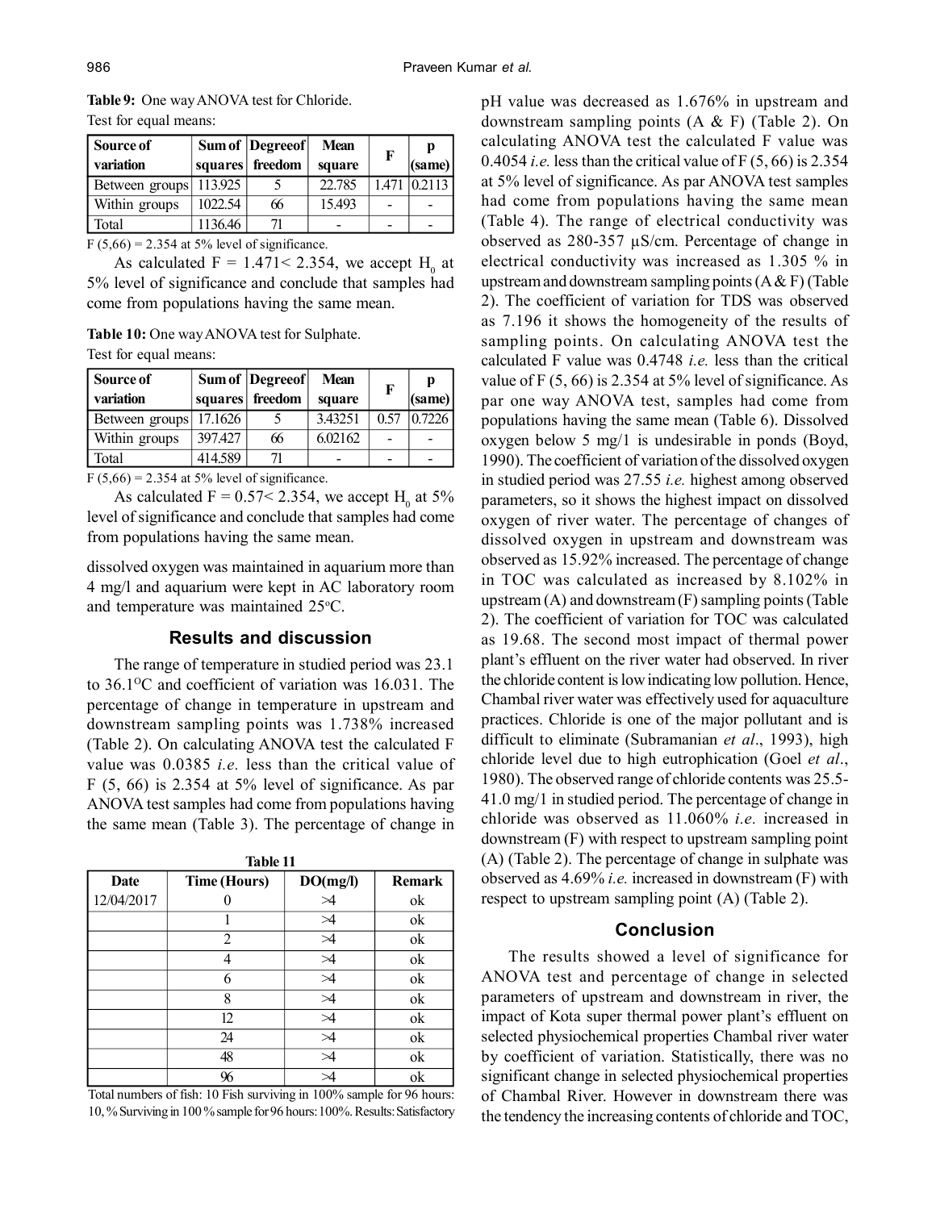**Table 9:** One way ANOVA test for Chloride.

Test for equal means:

| Source of variation | Sum of squares | Degreeof freedom | Mean square | F | p (same) |
|---|---|---|---|---|---|
| Between groups | 113.925 | 5 | 22.785 | 1.471 | 0.2113 |
| Within groups | 1022.54 | 66 | 15.493 | - | - |
| Total | 1136.46 | 71 | - | - | - |

$F (5,66) = 2.354$ at 5% level of significance.

As calculated $F = 1.471 < 2.354$, we accept $H_0$ at 5% level of significance and conclude that samples had come from populations having the same mean.

**Table 10:** One way ANOVA test for Sulphate.

Test for equal means:

| Source of variation | Sum of squares | Degreeof freedom | Mean square | F | p (same) |
|---|---|---|---|---|---|
| Between groups | 17.1626 | 5 | 3.43251 | 0.57 | 0.7226 |
| Within groups | 397.427 | 66 | 6.02162 | - | - |
| Total | 414.589 | 71 | - | - | - |

$F (5,66) = 2.354$ at 5% level of significance.

As calculated $F = 0.57 < 2.354$, we accept $H_0$ at 5% level of significance and conclude that samples had come from populations having the same mean.

dissolved oxygen was maintained in aquarium more than 4 mg/l and aquarium were kept in AC laboratory room and temperature was maintained 25°C.

## Results and discussion

The range of temperature in studied period was 23.1 to 36.1°C and coefficient of variation was 16.031. The percentage of change in temperature in upstream and downstream sampling points was 1.738% increased (Table 2). On calculating ANOVA test the calculated F value was 0.0385 *i.e.* less than the critical value of F (5, 66) is 2.354 at 5% level of significance. As par ANOVA test samples had come from populations having the same mean (Table 3). The percentage of change in pH value was decreased as 1.676% in upstream and downstream sampling points (A & F) (Table 2). On calculating ANOVA test the calculated F value was 0.4054 *i.e.* less than the critical value of F (5, 66) is 2.354 at 5% level of significance. As par ANOVA test samples had come from populations having the same mean (Table 4). The range of electrical conductivity was observed as 280-357 µS/cm. Percentage of change in electrical conductivity was increased as 1.305 % in upstream and downstream sampling points (A & F) (Table 2). The coefficient of variation for TDS was observed as 7.196 it shows the homogeneity of the results of sampling points. On calculating ANOVA test the calculated F value was 0.4748 *i.e.* less than the critical value of F (5, 66) is 2.354 at 5% level of significance. As par one way ANOVA test, samples had come from populations having the same mean (Table 6). Dissolved oxygen below 5 mg/1 is undesirable in ponds (Boyd, 1990). The coefficient of variation of the dissolved oxygen in studied period was 27.55 *i.e.* highest among observed parameters, so it shows the highest impact on dissolved oxygen of river water. The percentage of changes of dissolved oxygen in upstream and downstream was observed as 15.92% increased. The percentage of change in TOC was calculated as increased by 8.102% in upstream (A) and downstream (F) sampling points (Table 2). The coefficient of variation for TOC was calculated as 19.68. The second most impact of thermal power plant's effluent on the river water had observed. In river the chloride content is low indicating low pollution. Hence, Chambal river water was effectively used for aquaculture practices. Chloride is one of the major pollutant and is difficult to eliminate (Subramanian *et al*., 1993), high chloride level due to high eutrophication (Goel *et al*., 1980). The observed range of chloride contents was 25.5-41.0 mg/1 in studied period. The percentage of change in chloride was observed as 11.060% *i.e.* increased in downstream (F) with respect to upstream sampling point (A) (Table 2). The percentage of change in sulphate was observed as 4.69% *i.e.* increased in downstream (F) with respect to upstream sampling point (A) (Table 2).

**Table 11**

| Date | Time (Hours) | DO(mg/l) | Remark |
|---|---|---|---|
| 12/04/2017 | 0 | >4 | ok |
| | 1 | >4 | ok |
| | 2 | >4 | ok |
| | 4 | >4 | ok |
| | 6 | >4 | ok |
| | 8 | >4 | ok |
| | 12 | >4 | ok |
| | 24 | >4 | ok |
| | 48 | >4 | ok |
| | 96 | >4 | ok |

Total numbers of fish: 10 Fish surviving in 100% sample for 96 hours: 10, % Surviving in 100 % sample for 96 hours: 100%. Results: Satisfactory

## Conclusion

The results showed a level of significance for ANOVA test and percentage of change in selected parameters of upstream and downstream in river, the impact of Kota super thermal power plant's effluent on selected physiochemical properties Chambal river water by coefficient of variation. Statistically, there was no significant change in selected physiochemical properties of Chambal River. However in downstream there was the tendency the increasing contents of chloride and TOC,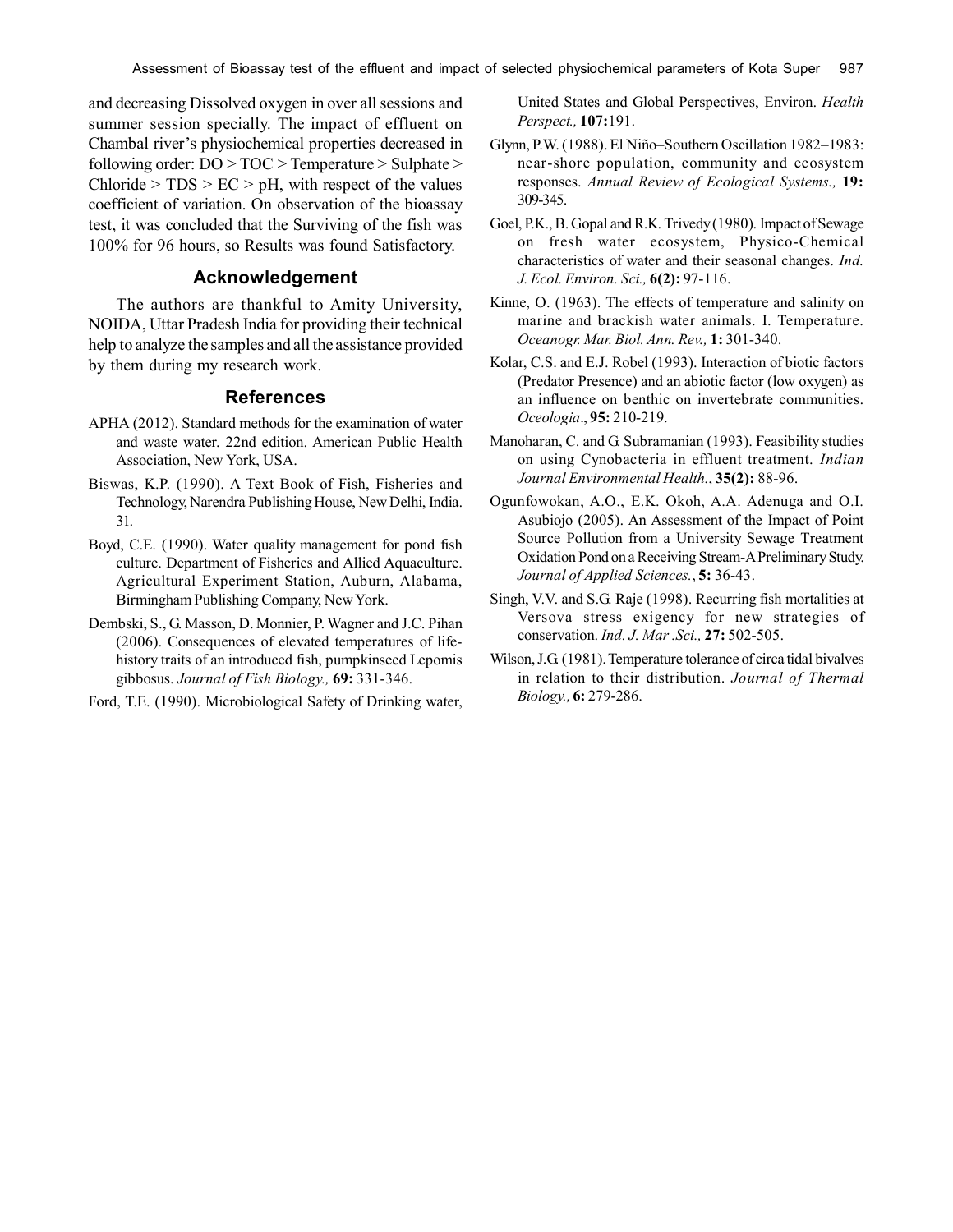and decreasing Dissolved oxygen in over all sessions and summer session specially. The impact of effluent on Chambal river's physiochemical properties decreased in following order: DO > TOC > Temperature > Sulphate > Chloride > TDS > EC > pH, with respect of the values coefficient of variation. On observation of the bioassay test, it was concluded that the Surviving of the fish was 100% for 96 hours, so Results was found Satisfactory.

## Acknowledgement

The authors are thankful to Amity University, NOIDA, Uttar Pradesh India for providing their technical help to analyze the samples and all the assistance provided by them during my research work.

## References

APHA (2012). Standard methods for the examination of water and waste water. 22nd edition. American Public Health Association, New York, USA.

Biswas, K.P. (1990). A Text Book of Fish, Fisheries and Technology, Narendra Publishing House, New Delhi, India. 31.

Boyd, C.E. (1990). Water quality management for pond fish culture. Department of Fisheries and Allied Aquaculture. Agricultural Experiment Station, Auburn, Alabama, Birmingham Publishing Company, New York.

Dembski, S., G. Masson, D. Monnier, P. Wagner and J.C. Pihan (2006). Consequences of elevated temperatures of life-history traits of an introduced fish, pumpkinseed Lepomis gibbosus. *Journal of Fish Biology.,* **69:** 331-346.

Ford, T.E. (1990). Microbiological Safety of Drinking water, United States and Global Perspectives, Environ. *Health Perspect.,* **107:**191.

Glynn, P.W. (1988). El Niño–Southern Oscillation 1982–1983: near-shore population, community and ecosystem responses. *Annual Review of Ecological Systems.,* **19:** 309-345.

Goel, P.K., B. Gopal and R.K. Trivedy (1980). Impact of Sewage on fresh water ecosystem, Physico-Chemical characteristics of water and their seasonal changes. *Ind. J. Ecol. Environ. Sci.,* **6(2):** 97-116.

Kinne, O. (1963). The effects of temperature and salinity on marine and brackish water animals. I. Temperature. *Oceanogr. Mar. Biol. Ann. Rev.,* **1:** 301-340.

Kolar, C.S. and E.J. Robel (1993). Interaction of biotic factors (Predator Presence) and an abiotic factor (low oxygen) as an influence on benthic on invertebrate communities. *Oceologia*., **95:** 210-219.

Manoharan, C. and G. Subramanian (1993). Feasibility studies on using Cynobacteria in effluent treatment. *Indian Journal Environmental Health.*, **35(2):** 88-96.

Ogunfowokan, A.O., E.K. Okoh, A.A. Adenuga and O.I. Asubiojo (2005). An Assessment of the Impact of Point Source Pollution from a University Sewage Treatment Oxidation Pond on a Receiving Stream-A Preliminary Study. *Journal of Applied Sciences.*, **5:** 36-43.

Singh, V.V. and S.G. Raje (1998). Recurring fish mortalities at Versova stress exigency for new strategies of conservation. *Ind. J. Mar .Sci.,* **27:** 502-505.

Wilson, J.G. (1981). Temperature tolerance of circa tidal bivalves in relation to their distribution. *Journal of Thermal Biology.,* **6:** 279-286.